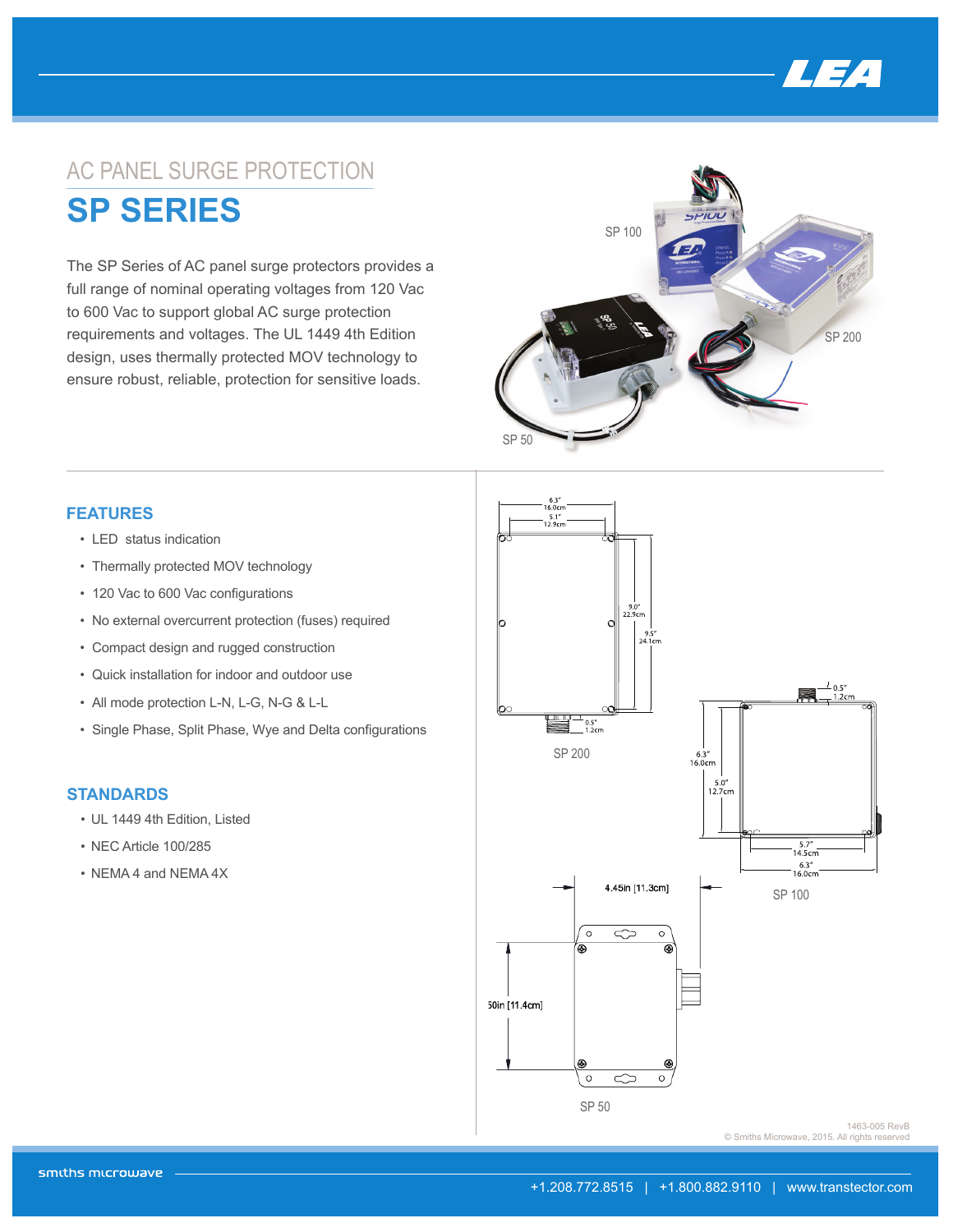# AC PANEL SURGE PROTECTION

## SP SERIES

The SP Series of AC panel surge protectors provides a full range of nominal operating voltages from 120 Vac to 600 Vac to support global AC surge protection requirements and voltages. The UL 1449 4th Edition design, uses thermally protected MOV technology to ensure robust, reliable, protection for sensitive loads.

SP 100

SP 200

SP 50

### FEATURES

- LED status indication
- Thermally protected MOV technology
- 120 Vac to 600 Vac configurations
- No external overcurrent protection (fuses) required
- Compact design and rugged construction
- Quick installation for indoor and outdoor use
- All mode protection L-N, L-G, N-G & L-L
- Single Phase, Split Phase, Wye and Delta configurations

### STANDARDS

- UL 1449 4th Edition, Listed
- NEC Article 100/285
- NEMA 4 and NEMA 4X

6.3" 16.0cm
5.1" 12.9cm
9.0" 22.9cm
9.5" 24.1cm
0.5" 1.2cm

SP 200

0.5" 1.2cm
6.3" 16.0cm
5.0" 12.7cm
5.7" 14.5cm
6.3" 16.0cm

SP 100

4.45in [11.3cm]
50in [11.4cm]

SP 50

1463-005 RevB
© Smiths Microwave, 2015. All rights reserved

smiths microwave

+1.208.772.8515 | +1.800.882.9110 | www.transtector.com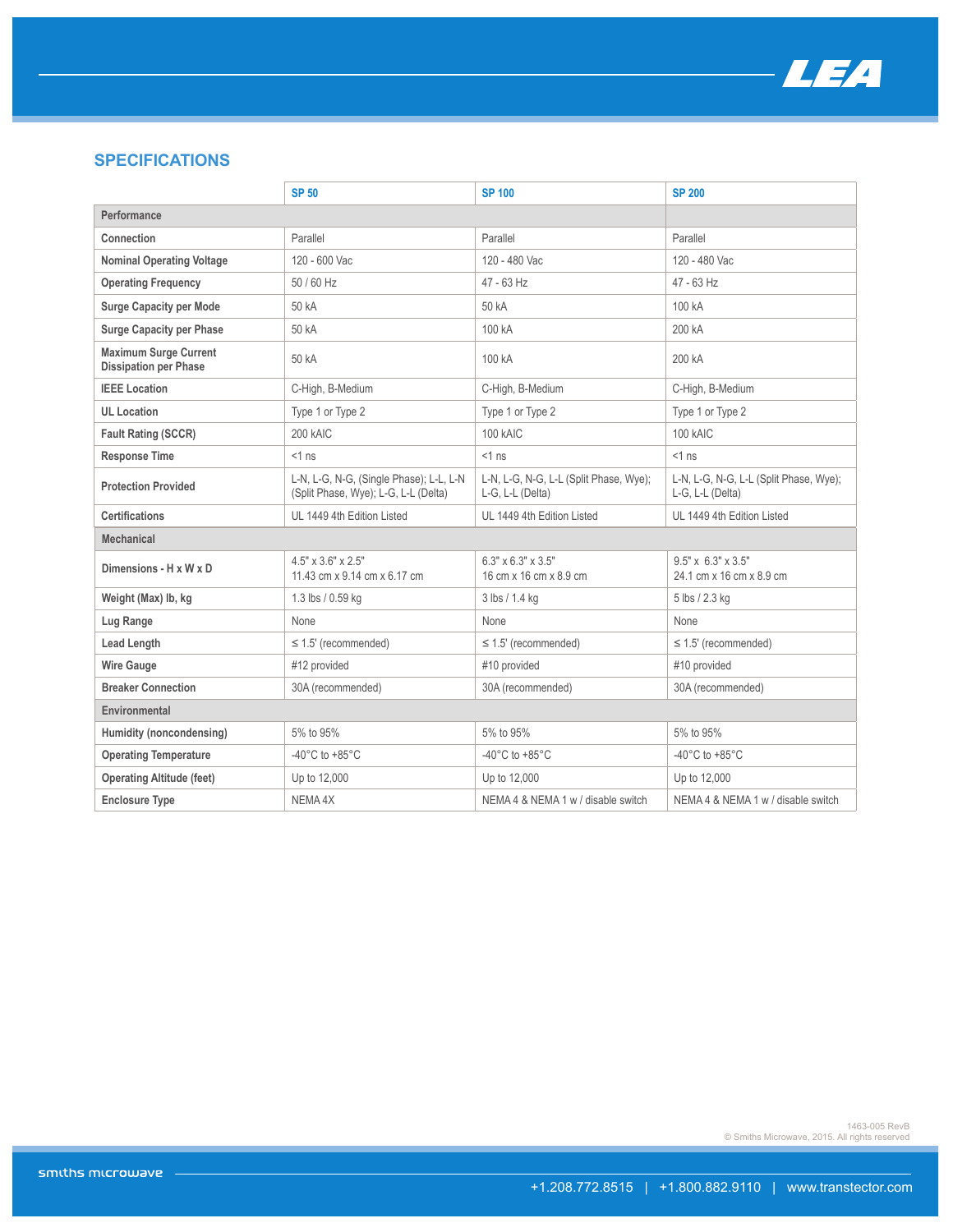## SPECIFICATIONS

| | SP 50 | SP 100 | SP 200 |
|---|---|---|---|
| **Performance** | | | |
| **Connection** | Parallel | Parallel | Parallel |
| **Nominal Operating Voltage** | 120 - 600 Vac | 120 - 480 Vac | 120 - 480 Vac |
| **Operating Frequency** | 50 / 60 Hz | 47 - 63 Hz | 47 - 63 Hz |
| **Surge Capacity per Mode** | 50 kA | 50 kA | 100 kA |
| **Surge Capacity per Phase** | 50 kA | 100 kA | 200 kA |
| **Maximum Surge Current Dissipation per Phase** | 50 kA | 100 kA | 200 kA |
| **IEEE Location** | C-High, B-Medium | C-High, B-Medium | C-High, B-Medium |
| **UL Location** | Type 1 or Type 2 | Type 1 or Type 2 | Type 1 or Type 2 |
| **Fault Rating (SCCR)** | 200 kAIC | 100 kAIC | 100 kAIC |
| **Response Time** | <1 ns | <1 ns | <1 ns |
| **Protection Provided** | L-N, L-G, N-G, (Single Phase); L-L, L-N (Split Phase, Wye); L-G, L-L (Delta) | L-N, L-G, N-G, L-L (Split Phase, Wye); L-G, L-L (Delta) | L-N, L-G, N-G, L-L (Split Phase, Wye); L-G, L-L (Delta) |
| **Certifications** | UL 1449 4th Edition Listed | UL 1449 4th Edition Listed | UL 1449 4th Edition Listed |
| **Mechanical** | | | |
| **Dimensions - H x W x D** | 4.5" x 3.6" x 2.5"<br>11.43 cm x 9.14 cm x 6.17 cm | 6.3" x 6.3" x 3.5"<br>16 cm x 16 cm x 8.9 cm | 9.5" x 6.3" x 3.5"<br>24.1 cm x 16 cm x 8.9 cm |
| **Weight (Max) lb, kg** | 1.3 lbs / 0.59 kg | 3 lbs / 1.4 kg | 5 lbs / 2.3 kg |
| **Lug Range** | None | None | None |
| **Lead Length** | ≤ 1.5' (recommended) | ≤ 1.5' (recommended) | ≤ 1.5' (recommended) |
| **Wire Gauge** | #12 provided | #10 provided | #10 provided |
| **Breaker Connection** | 30A (recommended) | 30A (recommended) | 30A (recommended) |
| **Environmental** | | | |
| **Humidity (noncondensing)** | 5% to 95% | 5% to 95% | 5% to 95% |
| **Operating Temperature** | -40°C to +85°C | -40°C to +85°C | -40°C to +85°C |
| **Operating Altitude (feet)** | Up to 12,000 | Up to 12,000 | Up to 12,000 |
| **Enclosure Type** | NEMA 4X | NEMA 4 & NEMA 1 w / disable switch | NEMA 4 & NEMA 1 w / disable switch |

1463-005 RevB
© Smiths Microwave, 2015. All rights reserved

smiths microwave

+1.208.772.8515 | +1.800.882.9110 | www.transtector.com